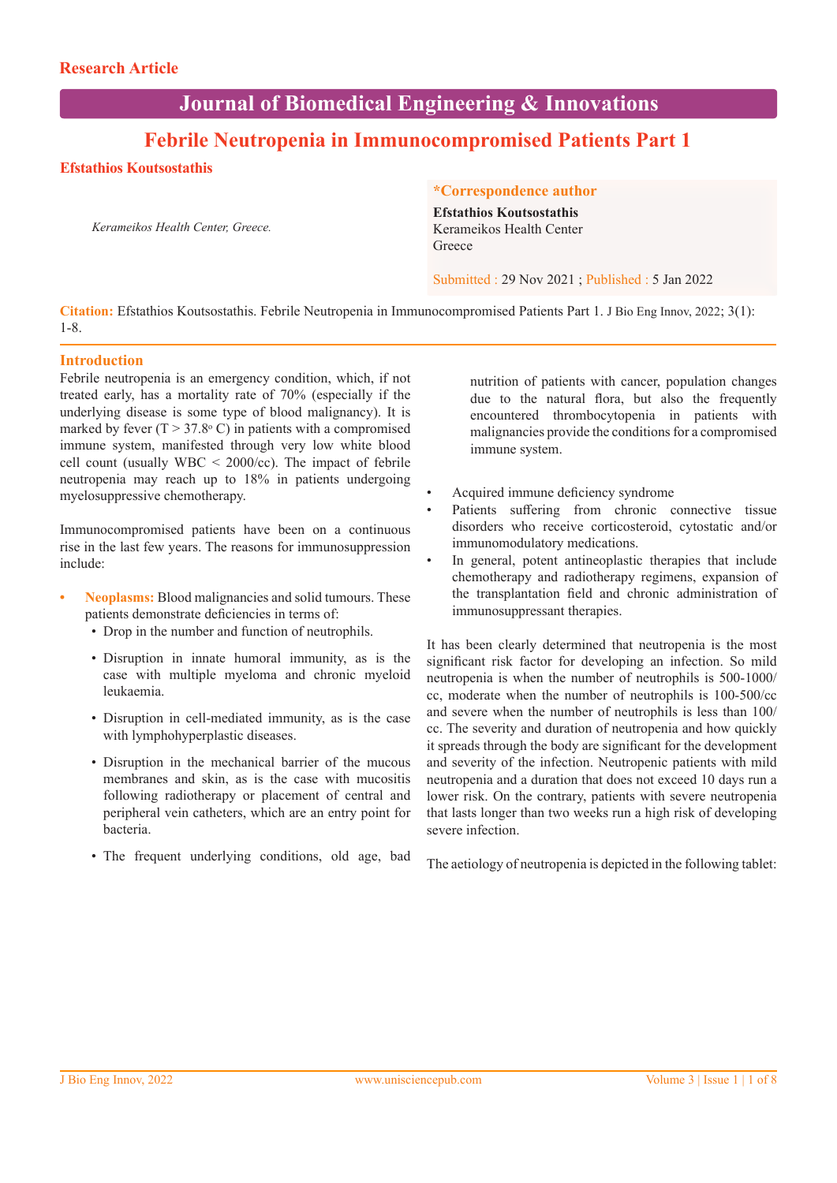Research Article

# Journal of Biomedical Engineering & Innovations

## Febrile Neutropenia in Immunocompromised Patients Part 1

**Efstathios Koutsostathis**

*Kerameikos Health Center, Greece.*

**\*Correspondence author**

**Efstathios Koutsostathis**
Kerameikos Health Center
Greece

Submitted : 29 Nov 2021 ; Published : 5 Jan 2022

**Citation:** Efstathios Koutsostathis. Febrile Neutropenia in Immunocompromised Patients Part 1. J Bio Eng Innov, 2022; 3(1): 1-8.

## Introduction

Febrile neutropenia is an emergency condition, which, if not treated early, has a mortality rate of 70% (especially if the underlying disease is some type of blood malignancy). It is marked by fever ($T > 37.8^{o}$ C) in patients with a compromised immune system, manifested through very low white blood cell count (usually WBC < 2000/cc). The impact of febrile neutropenia may reach up to 18% in patients undergoing myelosuppressive chemotherapy.

Immunocompromised patients have been on a continuous rise in the last few years. The reasons for immunosuppression include:

- **Neoplasms:** Blood malignancies and solid tumours. These patients demonstrate deficiencies in terms of:
  - Drop in the number and function of neutrophils.
  - Disruption in innate humoral immunity, as is the case with multiple myeloma and chronic myeloid leukaemia.
  - Disruption in cell-mediated immunity, as is the case with lymphohyperplastic diseases.
  - Disruption in the mechanical barrier of the mucous membranes and skin, as is the case with mucositis following radiotherapy or placement of central and peripheral vein catheters, which are an entry point for bacteria.
  - The frequent underlying conditions, old age, bad nutrition of patients with cancer, population changes due to the natural flora, but also the frequently encountered thrombocytopenia in patients with malignancies provide the conditions for a compromised immune system.
- Acquired immune deficiency syndrome
- Patients suffering from chronic connective tissue disorders who receive corticosteroid, cytostatic and/or immunomodulatory medications.
- In general, potent antineoplastic therapies that include chemotherapy and radiotherapy regimens, expansion of the transplantation field and chronic administration of immunosuppressant therapies.

It has been clearly determined that neutropenia is the most significant risk factor for developing an infection. So mild neutropenia is when the number of neutrophils is 500-1000/cc, moderate when the number of neutrophils is 100-500/cc and severe when the number of neutrophils is less than 100/cc. The severity and duration of neutropenia and how quickly it spreads through the body are significant for the development and severity of the infection. Neutropenic patients with mild neutropenia and a duration that does not exceed 10 days run a lower risk. On the contrary, patients with severe neutropenia that lasts longer than two weeks run a high risk of developing severe infection.

The aetiology of neutropenia is depicted in the following tablet: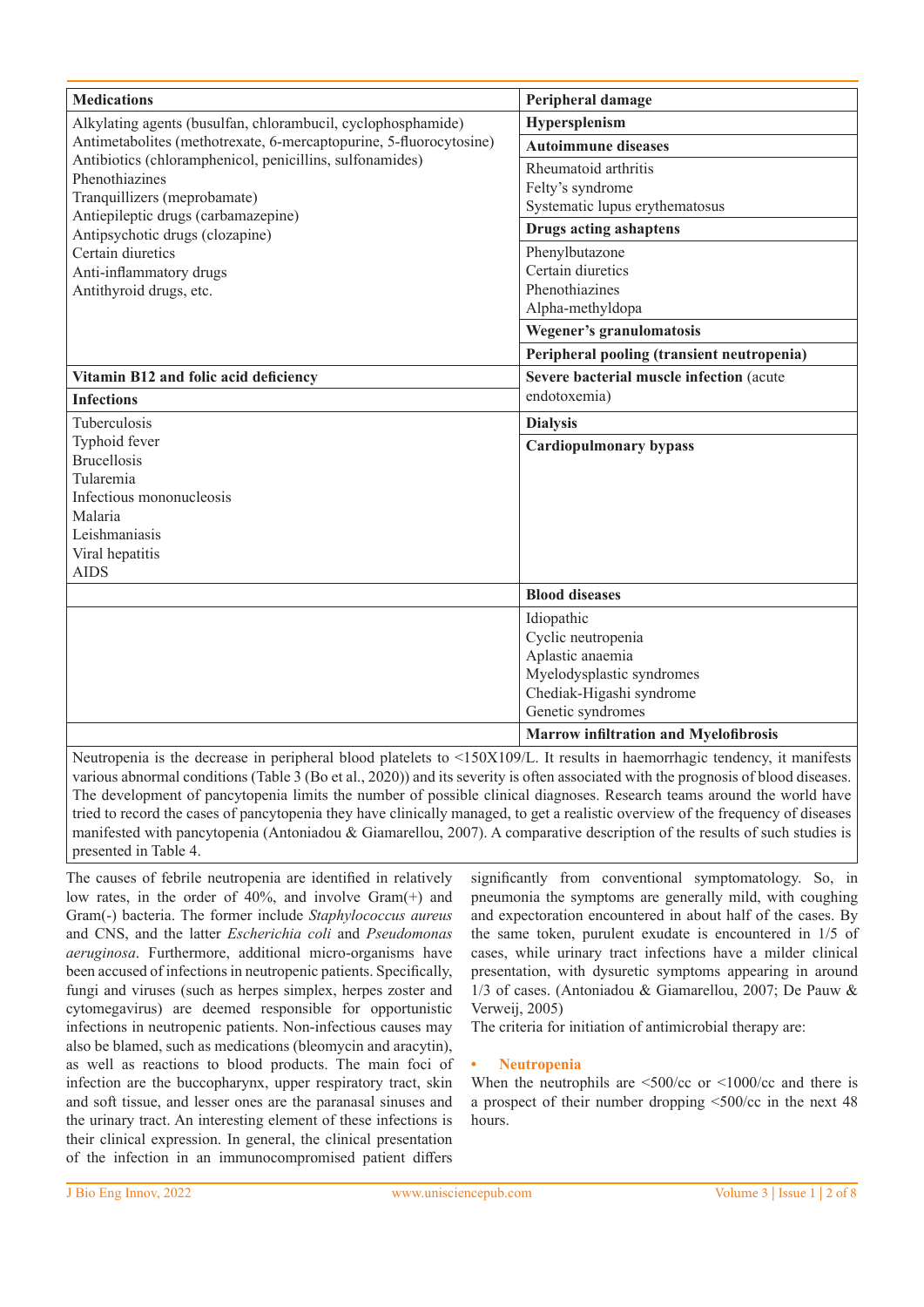| Medications | Peripheral damage |
|---|---|
| Alkylating agents (busulfan, chlorambucil, cyclophosphamide)<br>Antimetabolites (methotrexate, 6-mercaptopurine, 5-fluorocytosine)<br>Antibiotics (chloramphenicol, penicillins, sulfonamides)<br>Phenothiazines<br>Tranquillizers (meprobamate)<br>Antiepileptic drugs (carbamazepine)<br>Antipsychotic drugs (clozapine)<br>Certain diuretics<br>Anti-inflammatory drugs<br>Antithyroid drugs, etc. | **Hypersplenism** |
| | **Autoimmune diseases** |
| | Rheumatoid arthritis<br>Felty's syndrome<br>Systematic lupus erythematosus |
| | **Drugs acting ashaptens** |
| | Phenylbutazone<br>Certain diuretics<br>Phenothiazines<br>Alpha-methyldopa |
| | **Wegener's granulomatosis** |
| | **Peripheral pooling (transient neutropenia)** |
| **Vitamin B12 and folic acid deficiency** | **Severe bacterial muscle infection** (acute endotoxemia) |
| **Infections** | |
| Tuberculosis<br>Typhoid fever<br>Brucellosis<br>Tularemia<br>Infectious mononucleosis<br>Malaria<br>Leishmaniasis<br>Viral hepatitis<br>AIDS | **Dialysis** |
| | **Cardiopulmonary bypass** |
| | **Blood diseases** |
| | Idiopathic<br>Cyclic neutropenia<br>Aplastic anaemia<br>Myelodysplastic syndromes<br>Chediak-Higashi syndrome<br>Genetic syndromes |
| | **Marrow infiltration and Myelofibrosis** |

Neutropenia is the decrease in peripheral blood platelets to <150X109/L. It results in haemorrhagic tendency, it manifests various abnormal conditions (Table 3 (Bo et al., 2020)) and its severity is often associated with the prognosis of blood diseases. The development of pancytopenia limits the number of possible clinical diagnoses. Research teams around the world have tried to record the cases of pancytopenia they have clinically managed, to get a realistic overview of the frequency of diseases manifested with pancytopenia (Antoniadou & Giamarellou, 2007). A comparative description of the results of such studies is presented in Table 4.

The causes of febrile neutropenia are identified in relatively low rates, in the order of 40%, and involve Gram(+) and Gram(-) bacteria. The former include *Staphylococcus aureus* and CNS, and the latter *Escherichia coli* and *Pseudomonas aeruginosa*. Furthermore, additional micro-organisms have been accused of infections in neutropenic patients. Specifically, fungi and viruses (such as herpes simplex, herpes zoster and cytomegavirus) are deemed responsible for opportunistic infections in neutropenic patients. Non-infectious causes may also be blamed, such as medications (bleomycin and aracytin), as well as reactions to blood products. The main foci of infection are the buccopharynx, upper respiratory tract, skin and soft tissue, and lesser ones are the paranasal sinuses and the urinary tract. An interesting element of these infections is their clinical expression. In general, the clinical presentation of the infection in an immunocompromised patient differs significantly from conventional symptomatology. So, in pneumonia the symptoms are generally mild, with coughing and expectoration encountered in about half of the cases. By the same token, purulent exudate is encountered in 1/5 of cases, while urinary tract infections have a milder clinical presentation, with dysuretic symptoms appearing in around 1/3 of cases. (Antoniadou & Giamarellou, 2007; De Pauw & Verweij, 2005)

The criteria for initiation of antimicrobial therapy are:

- **Neutropenia**

When the neutrophils are <500/cc or <1000/cc and there is a prospect of their number dropping <500/cc in the next 48 hours.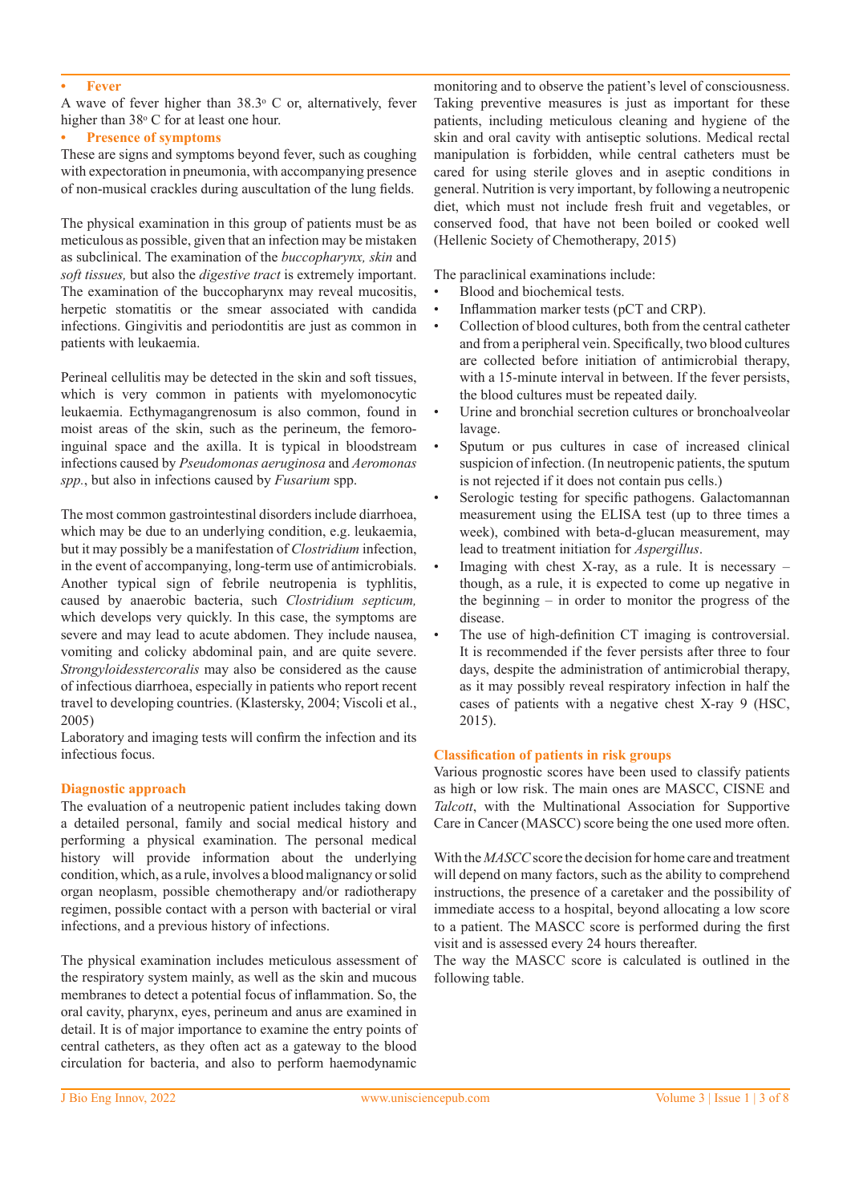- **Fever**

A wave of fever higher than 38.3° C or, alternatively, fever higher than 38° C for at least one hour.

- **Presence of symptoms**

These are signs and symptoms beyond fever, such as coughing with expectoration in pneumonia, with accompanying presence of non-musical crackles during auscultation of the lung fields.

The physical examination in this group of patients must be as meticulous as possible, given that an infection may be mistaken as subclinical. The examination of the *buccopharynx, skin* and *soft tissues,* but also the *digestive tract* is extremely important. The examination of the buccopharynx may reveal mucositis, herpetic stomatitis or the smear associated with candida infections. Gingivitis and periodontitis are just as common in patients with leukaemia.

Perineal cellulitis may be detected in the skin and soft tissues, which is very common in patients with myelomonocytic leukaemia. Ecthymagangrenosum is also common, found in moist areas of the skin, such as the perineum, the femoro-inguinal space and the axilla. It is typical in bloodstream infections caused by *Pseudomonas aeruginosa* and *Aeromonas spp.*, but also in infections caused by *Fusarium* spp.

The most common gastrointestinal disorders include diarrhoea, which may be due to an underlying condition, e.g. leukaemia, but it may possibly be a manifestation of *Clostridium* infection, in the event of accompanying, long-term use of antimicrobials. Another typical sign of febrile neutropenia is typhlitis, caused by anaerobic bacteria, such *Clostridium septicum,* which develops very quickly. In this case, the symptoms are severe and may lead to acute abdomen. They include nausea, vomiting and colicky abdominal pain, and are quite severe. *Strongyloidesstercoralis* may also be considered as the cause of infectious diarrhoea, especially in patients who report recent travel to developing countries. (Klastersky, 2004; Viscoli et al., 2005)

Laboratory and imaging tests will confirm the infection and its infectious focus.

## Diagnostic approach

The evaluation of a neutropenic patient includes taking down a detailed personal, family and social medical history and performing a physical examination. The personal medical history will provide information about the underlying condition, which, as a rule, involves a blood malignancy or solid organ neoplasm, possible chemotherapy and/or radiotherapy regimen, possible contact with a person with bacterial or viral infections, and a previous history of infections.

The physical examination includes meticulous assessment of the respiratory system mainly, as well as the skin and mucous membranes to detect a potential focus of inflammation. So, the oral cavity, pharynx, eyes, perineum and anus are examined in detail. It is of major importance to examine the entry points of central catheters, as they often act as a gateway to the blood circulation for bacteria, and also to perform haemodynamic monitoring and to observe the patient's level of consciousness. Taking preventive measures is just as important for these patients, including meticulous cleaning and hygiene of the skin and oral cavity with antiseptic solutions. Medical rectal manipulation is forbidden, while central catheters must be cared for using sterile gloves and in aseptic conditions in general. Nutrition is very important, by following a neutropenic diet, which must not include fresh fruit and vegetables, or conserved food, that have not been boiled or cooked well (Hellenic Society of Chemotherapy, 2015)

The paraclinical examinations include:

- Blood and biochemical tests.
- Inflammation marker tests (pCT and CRP).
- Collection of blood cultures, both from the central catheter and from a peripheral vein. Specifically, two blood cultures are collected before initiation of antimicrobial therapy, with a 15-minute interval in between. If the fever persists, the blood cultures must be repeated daily.
- Urine and bronchial secretion cultures or bronchoalveolar lavage.
- Sputum or pus cultures in case of increased clinical suspicion of infection. (In neutropenic patients, the sputum is not rejected if it does not contain pus cells.)
- Serologic testing for specific pathogens. Galactomannan measurement using the ELISA test (up to three times a week), combined with beta-d-glucan measurement, may lead to treatment initiation for *Aspergillus*.
- Imaging with chest X-ray, as a rule. It is necessary – though, as a rule, it is expected to come up negative in the beginning – in order to monitor the progress of the disease.
- The use of high-definition CT imaging is controversial. It is recommended if the fever persists after three to four days, despite the administration of antimicrobial therapy, as it may possibly reveal respiratory infection in half the cases of patients with a negative chest X-ray 9 (HSC, 2015).

## Classification of patients in risk groups

Various prognostic scores have been used to classify patients as high or low risk. The main ones are MASCC, CISNE and *Talcott*, with the Multinational Association for Supportive Care in Cancer (MASCC) score being the one used more often.

With the *MASCC* score the decision for home care and treatment will depend on many factors, such as the ability to comprehend instructions, the presence of a caretaker and the possibility of immediate access to a hospital, beyond allocating a low score to a patient. The MASCC score is performed during the first visit and is assessed every 24 hours thereafter.

The way the MASCC score is calculated is outlined in the following table.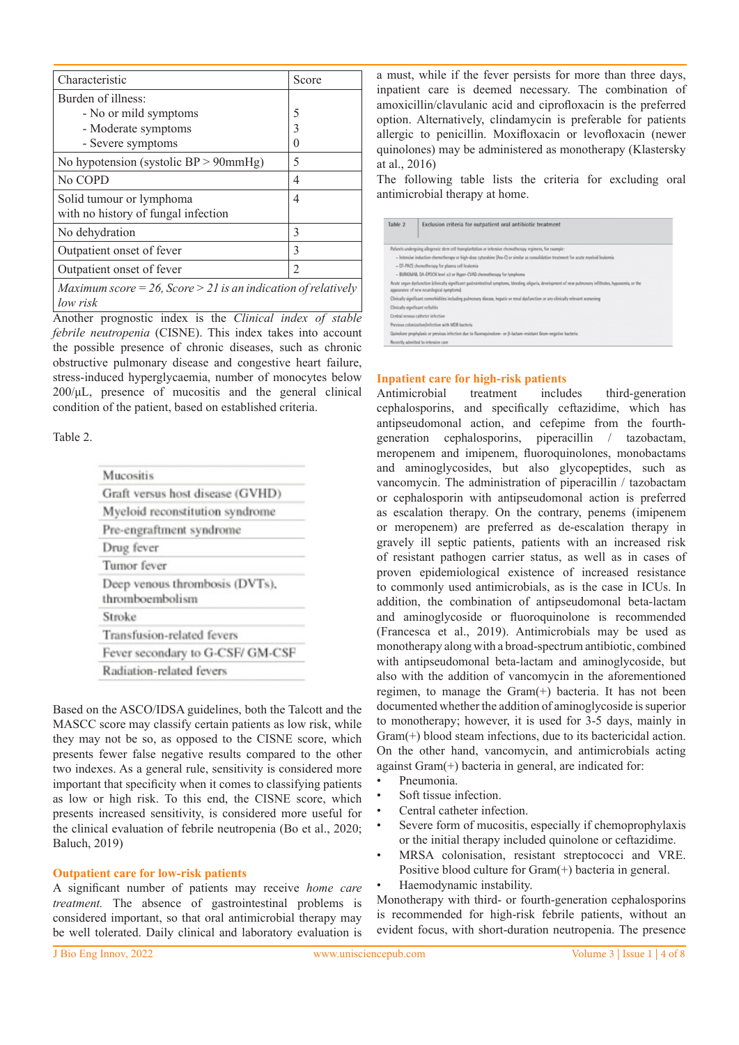| Characteristic | Score |
|---|---|
| Burden of illness:<br>- No or mild symptoms<br>- Moderate symptoms<br>- Severe symptoms | <br>5<br>3<br>0 |
| No hypotension (systolic BP > 90mmHg) | 5 |
| No COPD | 4 |
| Solid tumour or lymphoma with no history of fungal infection | 4 |
| No dehydration | 3 |
| Outpatient onset of fever | 3 |
| Outpatient onset of fever | 2 |
| *Maximum score = 26, Score > 21 is an indication of relatively low risk* | |

Another prognostic index is the *Clinical index of stable febrile neutropenia* (CISNE). This index takes into account the possible presence of chronic diseases, such as chronic obstructive pulmonary disease and congestive heart failure, stress-induced hyperglycaemia, number of monocytes below 200/μL, presence of mucositis and the general clinical condition of the patient, based on established criteria.

Table 2.

| |
|---|
| Mucositis |
| Graft versus host disease (GVHD) |
| Myeloid reconstitution syndrome |
| Pre-engraftment syndrome |
| Drug fever |
| Tumor fever |
| Deep venous thrombosis (DVTs), thromboembolism |
| Stroke |
| Transfusion-related fevers |
| Fever secondary to G-CSF/ GM-CSF |
| Radiation-related fevers |

Based on the ASCO/IDSA guidelines, both the Talcott and the MASCC score may classify certain patients as low risk, while they may not be so, as opposed to the CISNE score, which presents fewer false negative results compared to the other two indexes. As a general rule, sensitivity is considered more important that specificity when it comes to classifying patients as low or high risk. To this end, the CISNE score, which presents increased sensitivity, is considered more useful for the clinical evaluation of febrile neutropenia (Bo et al., 2020; Baluch, 2019)

## Outpatient care for low-risk patients

A significant number of patients may receive *home care treatment*. The absence of gastrointestinal problems is considered important, so that oral antimicrobial therapy may be well tolerated. Daily clinical and laboratory evaluation is a must, while if the fever persists for more than three days, inpatient care is deemed necessary. The combination of amoxicillin/clavulanic acid and ciprofloxacin is the preferred option. Alternatively, clindamycin is preferable for patients allergic to penicillin. Moxifloxacin or levofloxacin (newer quinolones) may be administered as monotherapy (Klastersky at al., 2016)

The following table lists the criteria for excluding oral antimicrobial therapy at home.

| Table 2 | Exclusion criteria for outpatient oral antibiotic treatment |
|---|---|
| | Patients undergoing allogeneic stem cell transplantation or intensive chemotherapy regimens, for example:<br>– Intensive induction chemotherapy or high-dose cytarabine (Ara-C) or similar as consolidation treatment for acute myeloid leukemia<br>– DT-PACE chemotherapy for plasma cell leukemia<br>– BURKIMAB, DA-EPOCH level ≥3 or Hyper-CVAD chemotherapy for lymphoma |
| | Acute organ dysfunction (clinically significant gastrointestinal symptoms, bleeding, oliguria, development of new pulmonary infiltrates, hypoxemia, or the appearance of new neurological symptoms) |
| | Clinically significant comorbidities including pulmonary disease, hepatic or renal dysfunction or any clinically relevant worsening |
| | Clinically significant cellulitis |
| | Central venous catheter infection |
| | Previous colonization/infection with MDR bacteria |
| | Quinolone prophylaxis or previous infection due to fluoroquinolone- or β-lactam-resistant Gram-negative bacteria |
| | Recently admitted to intensive care |

## Inpatient care for high-risk patients

Antimicrobial treatment includes third-generation cephalosporins, and specifically ceftazidime, which has antipseudomonal action, and cefepime from the fourth-generation cephalosporins, piperacillin / tazobactam, meropenem and imipenem, fluoroquinolones, monobactams and aminoglycosides, but also glycopeptides, such as vancomycin. The administration of piperacillin / tazobactam or cephalosporin with antipseudomonal action is preferred as escalation therapy. On the contrary, penems (imipenem or meropenem) are preferred as de-escalation therapy in gravely ill septic patients, patients with an increased risk of resistant pathogen carrier status, as well as in cases of proven epidemiological existence of increased resistance to commonly used antimicrobials, as is the case in ICUs. In addition, the combination of antipseudomonal beta-lactam and aminoglycoside or fluoroquinolone is recommended (Francesca et al., 2019). Antimicrobials may be used as monotherapy along with a broad-spectrum antibiotic, combined with antipseudomonal beta-lactam and aminoglycoside, but also with the addition of vancomycin in the aforementioned regimen, to manage the Gram(+) bacteria. It has not been documented whether the addition of aminoglycoside is superior to monotherapy; however, it is used for 3-5 days, mainly in Gram(+) blood steam infections, due to its bactericidal action. On the other hand, vancomycin, and antimicrobials acting against Gram(+) bacteria in general, are indicated for:

- Pneumonia.
- Soft tissue infection.
- Central catheter infection.
- Severe form of mucositis, especially if chemoprophylaxis or the initial therapy included quinolone or ceftazidime.
- MRSA colonisation, resistant streptococci and VRE. Positive blood culture for Gram(+) bacteria in general.
- Haemodynamic instability.

Monotherapy with third- or fourth-generation cephalosporins is recommended for high-risk febrile patients, without an evident focus, with short-duration neutropenia. The presence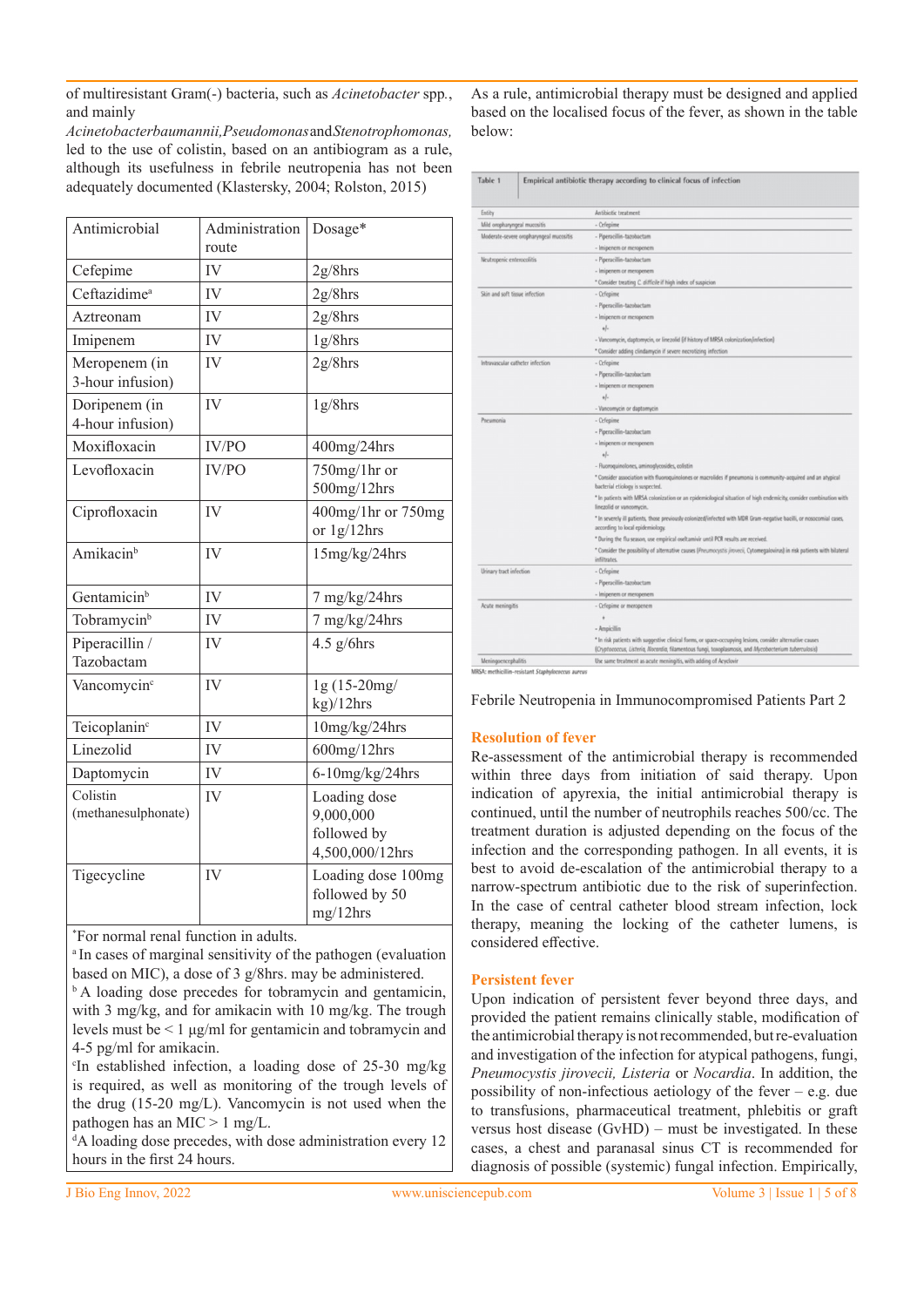of multiresistant Gram(-) bacteria, such as *Acinetobacter* spp., and mainly *Acinetobacterbaumannii,Pseudomonas*and*Stenotrophomonas,* led to the use of colistin, based on an antibiogram as a rule, although its usefulness in febrile neutropenia has not been adequately documented (Klastersky, 2004; Rolston, 2015)

| Antimicrobial | Administration route | Dosage* |
|---|---|---|
| Cefepime | IV | 2g/8hrs |
| Ceftazidime[a] | IV | 2g/8hrs |
| Aztreonam | IV | 2g/8hrs |
| Imipenem | IV | 1g/8hrs |
| Meropenem (in 3-hour infusion) | IV | 2g/8hrs |
| Doripenem (in 4-hour infusion) | IV | 1g/8hrs |
| Moxifloxacin | IV/PO | 400mg/24hrs |
| Levofloxacin | IV/PO | 750mg/1hr or 500mg/12hrs |
| Ciprofloxacin | IV | 400mg/1hr or 750mg or 1g/12hrs |
| Amikacin[b] | IV | 15mg/kg/24hrs |
| Gentamicin[b] | IV | 7 mg/kg/24hrs |
| Tobramycin[b] | IV | 7 mg/kg/24hrs |
| Piperacillin / Tazobactam | IV | 4.5 g/6hrs |
| Vancomycin[c] | IV | 1g (15-20mg/kg)/12hrs |
| Teicoplanin[c] | IV | 10mg/kg/24hrs |
| Linezolid | IV | 600mg/12hrs |
| Daptomycin | IV | 6-10mg/kg/24hrs |
| Colistin (methanesulphonate) | IV | Loading dose 9,000,000 followed by 4,500,000/12hrs |
| Tigecycline | IV | Loading dose 100mg followed by 50 mg/12hrs |

*For normal renal function in adults.
[a] In cases of marginal sensitivity of the pathogen (evaluation based on MIC), a dose of 3 g/8hrs. may be administered.
[b] A loading dose precedes for tobramycin and gentamicin, with 3 mg/kg, and for amikacin with 10 mg/kg. The trough levels must be < 1 μg/ml for gentamicin and tobramycin and 4-5 pg/ml for amikacin.
[c] In established infection, a loading dose of 25-30 mg/kg is required, as well as monitoring of the trough levels of the drug (15-20 mg/L). Vancomycin is not used when the pathogen has an MIC > 1 mg/L.
[d] A loading dose precedes, with dose administration every 12 hours in the first 24 hours.

As a rule, antimicrobial therapy must be designed and applied based on the localised focus of the fever, as shown in the table below:

Table 1 Empirical antibiotic therapy according to clinical focus of infection

| Entity | Antibiotic treatment |
|---|---|
| Mild oropharyngeal mucositis | - Cefepime |
| Moderate-severe oropharyngeal mucositis | - Piperacillin-tazobactam<br>- Imipenem or meropenem |
| Neutropenic enterocolitis | - Piperacillin-tazobactam<br>- Imipenem or meropenem<br>* Consider treating *C. difficile* if high index of suspicion |
| Skin and soft tissue infection | - Cefepime<br>- Piperacillin-tazobactam<br>- Imipenem or meropenem<br>+/-<br>- Vancomycin, daptomycin, or linezolid (if history of MRSA colonization/infection)<br>* Consider adding clindamycin if severe necrotizing infection |
| Intravascular catheter infection | - Cefepime<br>- Piperacillin-tazobactam<br>- Imipenem or meropenem<br>+/-<br>- Vancomycin or daptomycin |
| Pneumonia | - Cefepime<br>- Piperacillin-tazobactam<br>- Imipenem or meropenem<br>+/-<br>- Fluoroquinolones, aminoglycosides, colistin<br>* Consider association with fluoroquinolones or macrolides if pneumonia is community-acquired and an atypical bacterial etiology is suspected.<br>* In patients with MRSA colonization or an epidemiological situation of high endemicity, consider combination with linezolid or vancomycin.<br>* In severely ill patients, those previously colonized/infected with MDR Gram-negative bacilli, or nosocomial cases, according to local epidemiology.<br>* During the flu season, use empirical oseltamivir until PCR results are received.<br>* Consider the possibility of alternative causes (*Pneumocystis jirovecii*, Cytomegalovirus) in risk patients with bilateral infiltrates. |
| Urinary tract infection | - Cefepime<br>- Piperacillin-tazobactam<br>- Imipenem or meropenem |
| Acute meningitis | - Cefepime or meropenem<br>+<br>- Ampicillin<br>* In risk patients with suggestive clinical forms, or space-occupying lesions, consider alternative causes (*Cryptococcus, Listeria, Nocardia*, filamentous fungi, toxoplasmosis, and *Mycobacterium tuberculosis*) |
| Meningoencephalitis | The same treatment as acute meningitis, with adding of Acyclovir |

MRSA: methicillin-resistant *Staphylococcus aureus*

Febrile Neutropenia in Immunocompromised Patients Part 2

## Resolution of fever

Re-assessment of the antimicrobial therapy is recommended within three days from initiation of said therapy. Upon indication of apyrexia, the initial antimicrobial therapy is continued, until the number of neutrophils reaches 500/cc. The treatment duration is adjusted depending on the focus of the infection and the corresponding pathogen. In all events, it is best to avoid de-escalation of the antimicrobial therapy to a narrow-spectrum antibiotic due to the risk of superinfection. In the case of central catheter blood stream infection, lock therapy, meaning the locking of the catheter lumens, is considered effective.

## Persistent fever

Upon indication of persistent fever beyond three days, and provided the patient remains clinically stable, modification of the antimicrobial therapy is not recommended, but re-evaluation and investigation of the infection for atypical pathogens, fungi, *Pneumocystis jirovecii*, *Listeria* or *Nocardia*. In addition, the possibility of non-infectious aetiology of the fever – e.g. due to transfusions, pharmaceutical treatment, phlebitis or graft versus host disease (GvHD) – must be investigated. In these cases, a chest and paranasal sinus CT is recommended for diagnosis of possible (systemic) fungal infection. Empirically,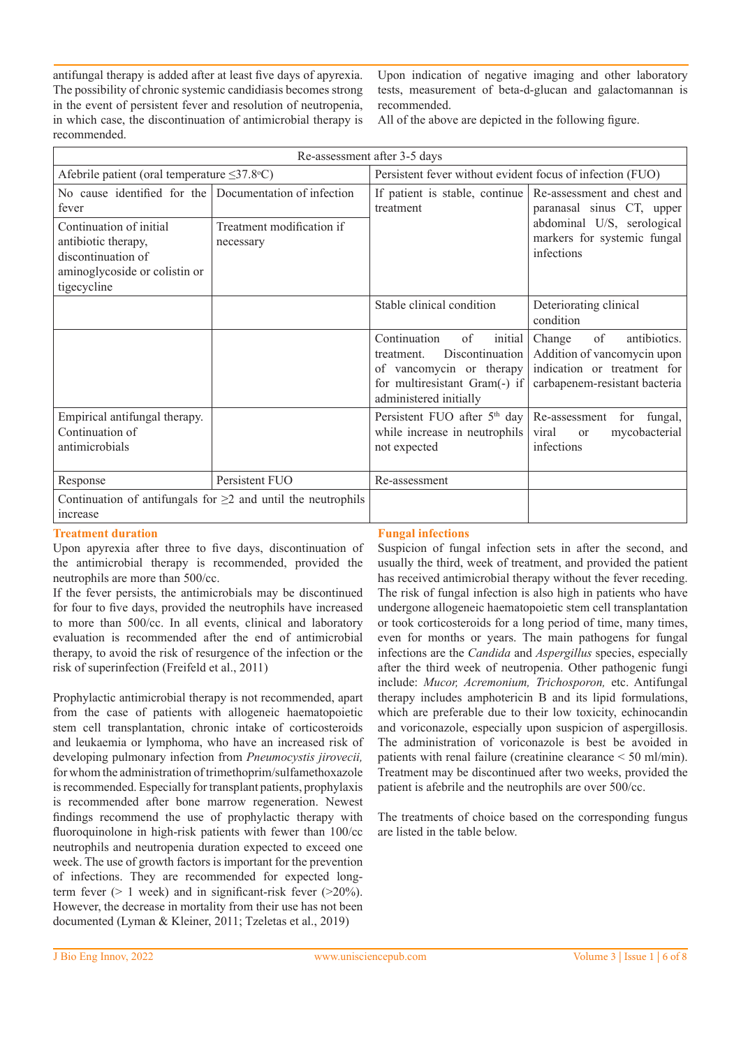antifungal therapy is added after at least five days of apyrexia. The possibility of chronic systemic candidiasis becomes strong in the event of persistent fever and resolution of neutropenia, in which case, the discontinuation of antimicrobial therapy is recommended.

Upon indication of negative imaging and other laboratory tests, measurement of beta-d-glucan and galactomannan is recommended.

All of the above are depicted in the following figure.

| Re-assessment after 3-5 days | | | |
|---|---|---|---|
| Afebrile patient (oral temperature ≤37.8°C) | | Persistent fever without evident focus of infection (FUO) | |
| No cause identified for the fever | Documentation of infection | If patient is stable, continue treatment | Re-assessment and chest and paranasal sinus CT, upper abdominal U/S, serological markers for systemic fungal infections |
| Continuation of initial antibiotic therapy, discontinuation of aminoglycoside or colistin or tigecycline | Treatment modification if necessary | | |
| | | Stable clinical condition | Deteriorating clinical condition |
| | | Continuation of initial treatment. Discontinuation of vancomycin or therapy for multiresistant Gram(-) if administered initially | Change of antibiotics. Addition of vancomycin upon indication or treatment for carbapenem-resistant bacteria |
| Empirical antifungal therapy. Continuation of antimicrobials | | Persistent FUO after 5th day while increase in neutrophils not expected | Re-assessment for fungal, viral or mycobacterial infections |
| Response | Persistent FUO | Re-assessment | |
| Continuation of antifungals for ≥2 and until the neutrophils increase | | | |

### Treatment duration

Upon apyrexia after three to five days, discontinuation of the antimicrobial therapy is recommended, provided the neutrophils are more than 500/cc.

If the fever persists, the antimicrobials may be discontinued for four to five days, provided the neutrophils have increased to more than 500/cc. In all events, clinical and laboratory evaluation is recommended after the end of antimicrobial therapy, to avoid the risk of resurgence of the infection or the risk of superinfection (Freifeld et al., 2011)

Prophylactic antimicrobial therapy is not recommended, apart from the case of patients with allogeneic haematopoietic stem cell transplantation, chronic intake of corticosteroids and leukaemia or lymphoma, who have an increased risk of developing pulmonary infection from *Pneumocystis jirovecii,* for whom the administration of trimethoprim/sulfamethoxazole is recommended. Especially for transplant patients, prophylaxis is recommended after bone marrow regeneration. Newest findings recommend the use of prophylactic therapy with fluoroquinolone in high-risk patients with fewer than 100/cc neutrophils and neutropenia duration expected to exceed one week. The use of growth factors is important for the prevention of infections. They are recommended for expected long-term fever (> 1 week) and in significant-risk fever (>20%). However, the decrease in mortality from their use has not been documented (Lyman & Kleiner, 2011; Tzeletas et al., 2019)

### Fungal infections

Suspicion of fungal infection sets in after the second, and usually the third, week of treatment, and provided the patient has received antimicrobial therapy without the fever receding. The risk of fungal infection is also high in patients who have undergone allogeneic haematopoietic stem cell transplantation or took corticosteroids for a long period of time, many times, even for months or years. The main pathogens for fungal infections are the *Candida* and *Aspergillus* species, especially after the third week of neutropenia. Other pathogenic fungi include: *Mucor, Acremonium, Trichosporon,* etc. Antifungal therapy includes amphotericin B and its lipid formulations, which are preferable due to their low toxicity, echinocandin and voriconazole, especially upon suspicion of aspergillosis. The administration of voriconazole is best be avoided in patients with renal failure (creatinine clearance < 50 ml/min). Treatment may be discontinued after two weeks, provided the patient is afebrile and the neutrophils are over 500/cc.

The treatments of choice based on the corresponding fungus are listed in the table below.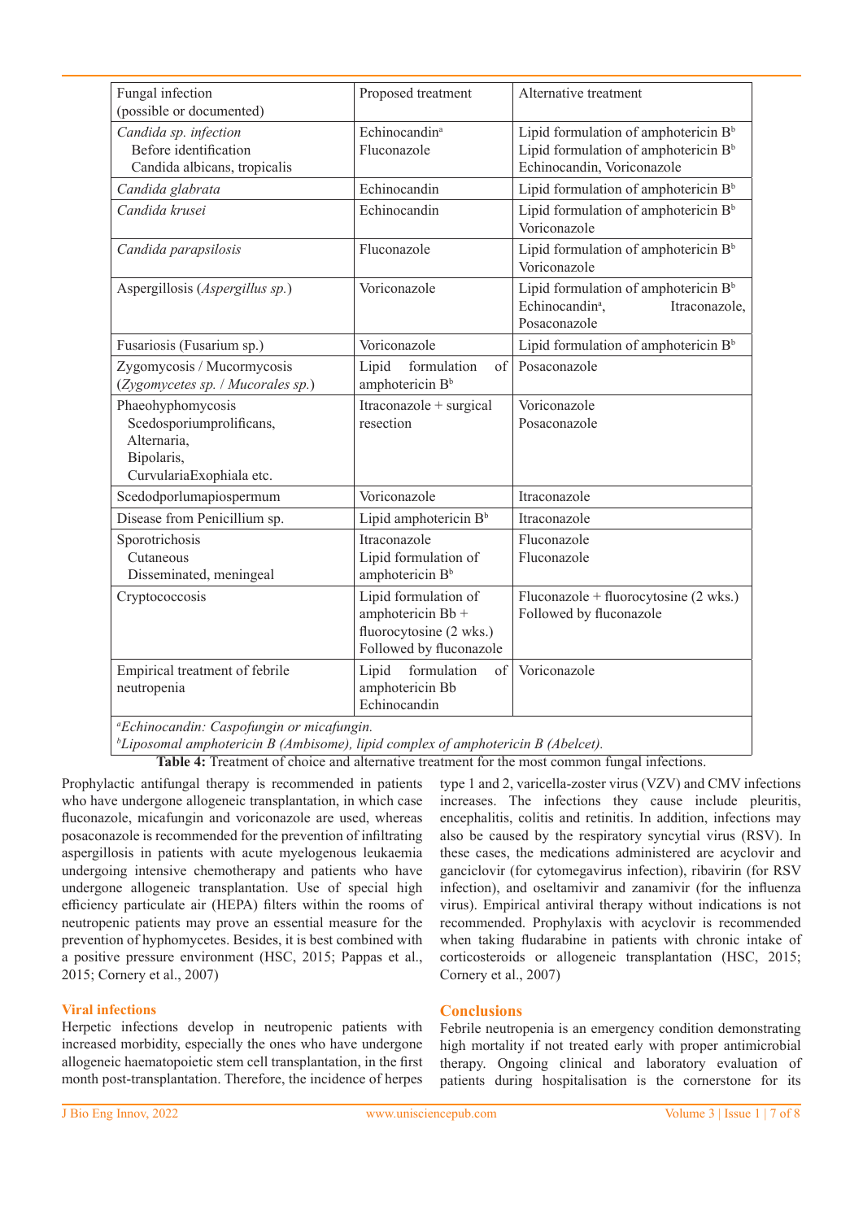| Fungal infection (possible or documented) | Proposed treatment | Alternative treatment |
|---|---|---|
| *Candida sp. infection*<br>Before identification<br>Candida albicans, tropicalis | Echinocandin[a]<br>Fluconazole | Lipid formulation of amphotericin B[b]<br>Lipid formulation of amphotericin B[b]<br>Echinocandin, Voriconazole |
| *Candida glabrata* | Echinocandin | Lipid formulation of amphotericin B[b] |
| *Candida krusei* | Echinocandin | Lipid formulation of amphotericin B[b]<br>Voriconazole |
| *Candida parapsilosis* | Fluconazole | Lipid formulation of amphotericin B[b]<br>Voriconazole |
| Aspergillosis (*Aspergillus sp.*) | Voriconazole | Lipid formulation of amphotericin B[b]<br>Echinocandin[a], Itraconazole, Posaconazole |
| Fusariosis (Fusarium sp.) | Voriconazole | Lipid formulation of amphotericin B[b] |
| Zygomycosis / Mucormycosis (*Zygomycetes sp.* / *Mucorales sp.*) | Lipid formulation of amphotericin B[b] | Posaconazole |
| Phaeohyphomycosis<br>Scedosporiumprolificans,<br>Alternaria,<br>Bipolaris,<br>CurvulariaExophiala etc. | Itraconazole + surgical resection | Voriconazole<br>Posaconazole |
| Scedodporlumapiospermum | Voriconazole | Itraconazole |
| Disease from Penicillium sp. | Lipid amphotericin B[b] | Itraconazole |
| Sporotrichosis<br>Cutaneous<br>Disseminated, meningeal | Itraconazole<br>Lipid formulation of amphotericin B[b] | Fluconazole<br>Fluconazole |
| Cryptococcosis | Lipid formulation of amphotericin Bb + fluorocytosine (2 wks.) Followed by fluconazole | Fluconazole + fluorocytosine (2 wks.) Followed by fluconazole |
| Empirical treatment of febrile neutropenia | Lipid formulation of amphotericin Bb<br>Echinocandin | Voriconazole |

[a]*Echinocandin: Caspofungin or micafungin.*
[b]*Liposomal amphotericin B (Ambisome), lipid complex of amphotericin B (Abelcet).*

**Table 4:** Treatment of choice and alternative treatment for the most common fungal infections.

Prophylactic antifungal therapy is recommended in patients who have undergone allogeneic transplantation, in which case fluconazole, micafungin and voriconazole are used, whereas posaconazole is recommended for the prevention of infiltrating aspergillosis in patients with acute myelogenous leukaemia undergoing intensive chemotherapy and patients who have undergone allogeneic transplantation. Use of special high efficiency particulate air (HEPA) filters within the rooms of neutropenic patients may prove an essential measure for the prevention of hyphomycetes. Besides, it is best combined with a positive pressure environment (HSC, 2015; Pappas et al., 2015; Cornery et al., 2007)

## Viral infections

Herpetic infections develop in neutropenic patients with increased morbidity, especially the ones who have undergone allogeneic haematopoietic stem cell transplantation, in the first month post-transplantation. Therefore, the incidence of herpes type 1 and 2, varicella-zoster virus (VZV) and CMV infections increases. The infections they cause include pleuritis, encephalitis, colitis and retinitis. In addition, infections may also be caused by the respiratory syncytial virus (RSV). In these cases, the medications administered are acyclovir and ganciclovir (for cytomegavirus infection), ribavirin (for RSV infection), and oseltamivir and zanamivir (for the influenza virus). Empirical antiviral therapy without indications is not recommended. Prophylaxis with acyclovir is recommended when taking fludarabine in patients with chronic intake of corticosteroids or allogeneic transplantation (HSC, 2015; Cornery et al., 2007)

## Conclusions

Febrile neutropenia is an emergency condition demonstrating high mortality if not treated early with proper antimicrobial therapy. Ongoing clinical and laboratory evaluation of patients during hospitalisation is the cornerstone for its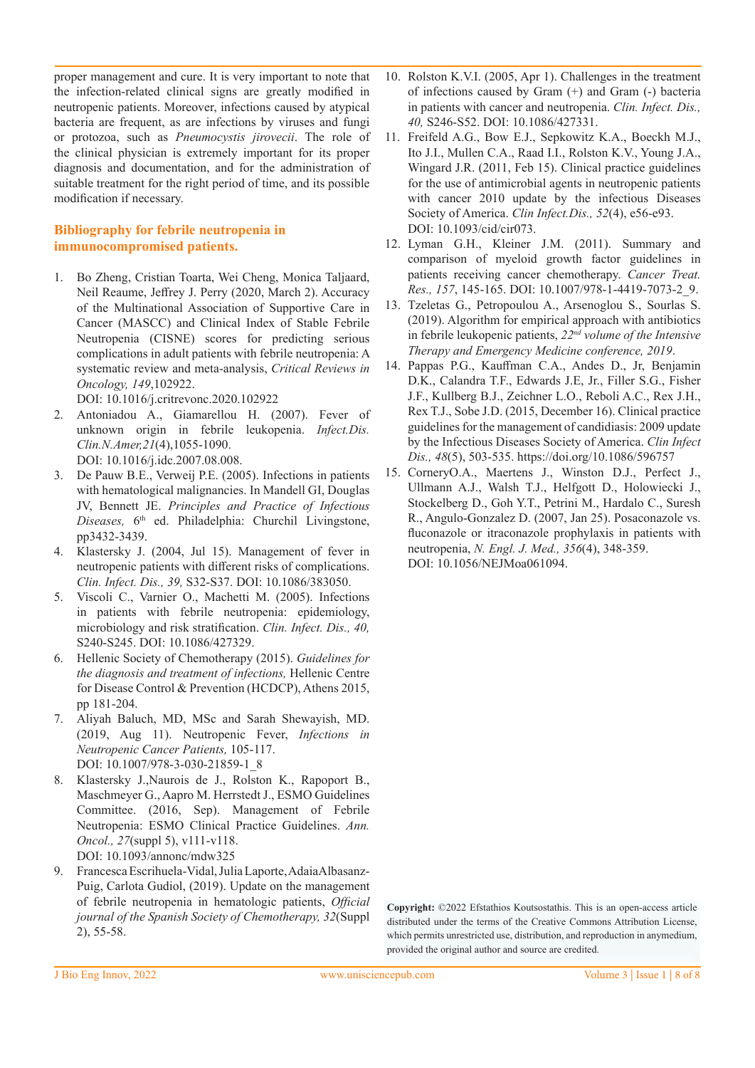proper management and cure. It is very important to note that the infection-related clinical signs are greatly modified in neutropenic patients. Moreover, infections caused by atypical bacteria are frequent, as are infections by viruses and fungi or protozoa, such as *Pneumocystis jirovecii*. The role of the clinical physician is extremely important for its proper diagnosis and documentation, and for the administration of suitable treatment for the right period of time, and its possible modification if necessary.

## Bibliography for febrile neutropenia in immunocompromised patients.

1. Bo Zheng, Cristian Toarta, Wei Cheng, Monica Taljaard, Neil Reaume, Jeffrey J. Perry (2020, March 2). Accuracy of the Multinational Association of Supportive Care in Cancer (MASCC) and Clinical Index of Stable Febrile Neutropenia (CISNE) scores for predicting serious complications in adult patients with febrile neutropenia: A systematic review and meta-analysis, *Critical Reviews in Oncology, 149*,102922.
DOI: 10.1016/j.critrevonc.2020.102922
2. Antoniadou A., Giamarellou H. (2007). Fever of unknown origin in febrile leukopenia. *Infect.Dis. Clin.N.Amer,21*(4),1055-1090.
DOI: 10.1016/j.idc.2007.08.008.
3. De Pauw B.E., Verweij P.E. (2005). Infections in patients with hematological malignancies. In Mandell GI, Douglas JV, Bennett JE. *Principles and Practice of Infectious Diseases,* 6th ed. Philadelphia: Churchil Livingstone, pp3432-3439.
4. Klastersky J. (2004, Jul 15). Management of fever in neutropenic patients with different risks of complications. *Clin. Infect. Dis., 39,* S32-S37. DOI: 10.1086/383050.
5. Viscoli C., Varnier O., Machetti M. (2005). Infections in patients with febrile neutropenia: epidemiology, microbiology and risk stratification. *Clin. Infect. Dis., 40,* S240-S245. DOI: 10.1086/427329.
6. Hellenic Society of Chemotherapy (2015). *Guidelines for the diagnosis and treatment of infections,* Hellenic Centre for Disease Control & Prevention (HCDCP), Athens 2015, pp 181-204.
7. Aliyah Baluch, MD, MSc and Sarah Shewayish, MD. (2019, Aug 11). Neutropenic Fever, *Infections in Neutropenic Cancer Patients,* 105-117.
DOI: 10.1007/978-3-030-21859-1_8
8. Klastersky J.,Naurois de J., Rolston K., Rapoport B., Maschmeyer G., Aapro M. Herrstedt J., ESMO Guidelines Committee. (2016, Sep). Management of Febrile Neutropenia: ESMO Clinical Practice Guidelines. *Ann. Oncol., 27*(suppl 5), v111-v118.
DOI: 10.1093/annonc/mdw325
9. Francesca Escrihuela-Vidal, Julia Laporte, AdaiaAlbasanz-Puig, Carlota Gudiol, (2019). Update on the management of febrile neutropenia in hematologic patients, *Official journal of the Spanish Society of Chemotherapy, 32*(Suppl 2), 55-58.
10. Rolston K.V.I. (2005, Apr 1). Challenges in the treatment of infections caused by Gram (+) and Gram (-) bacteria in patients with cancer and neutropenia. *Clin. Infect. Dis., 40,* S246-S52. DOI: 10.1086/427331.
11. Freifeld A.G., Bow E.J., Sepkowitz K.A., Boeckh M.J., Ito J.I., Mullen C.A., Raad I.I., Rolston K.V., Young J.A., Wingard J.R. (2011, Feb 15). Clinical practice guidelines for the use of antimicrobial agents in neutropenic patients with cancer 2010 update by the infectious Diseases Society of America. *Clin Infect.Dis., 52*(4), e56-e93.
DOI: 10.1093/cid/cir073.
12. Lyman G.H., Kleiner J.M. (2011). Summary and comparison of myeloid growth factor guidelines in patients receiving cancer chemotherapy. *Cancer Treat. Res., 157*, 145-165. DOI: 10.1007/978-1-4419-7073-2_9.
13. Tzeletas G., Petropoulou A., Arsenoglou S., Sourlas S. (2019). Algorithm for empirical approach with antibiotics in febrile leukopenic patients, *22nd volume of the Intensive Therapy and Emergency Medicine conference, 2019*.
14. Pappas P.G., Kauffman C.A., Andes D., Jr, Benjamin D.K., Calandra T.F., Edwards J.E, Jr., Filler S.G., Fisher J.F., Kullberg B.J., Zeichner L.O., Reboli A.C., Rex J.H., Rex T.J., Sobe J.D. (2015, December 16). Clinical practice guidelines for the management of candidiasis: 2009 update by the Infectious Diseases Society of America. *Clin Infect Dis., 48*(5), 503-535. https://doi.org/10.1086/596757
15. CorneryO.A., Maertens J., Winston D.J., Perfect J., Ullmann A.J., Walsh T.J., Helfgott D., Holowiecki J., Stockelberg D., Goh Y.T., Petrini M., Hardalo C., Suresh R., Angulo-Gonzalez D. (2007, Jan 25). Posaconazole vs. fluconazole or itraconazole prophylaxis in patients with neutropenia, *N. Engl. J. Med., 356*(4), 348-359.
DOI: 10.1056/NEJMoa061094.

**Copyright:** ©2022 Efstathios Koutsostathis. This is an open-access article distributed under the terms of the Creative Commons Attribution License, which permits unrestricted use, distribution, and reproduction in anymedium, provided the original author and source are credited.